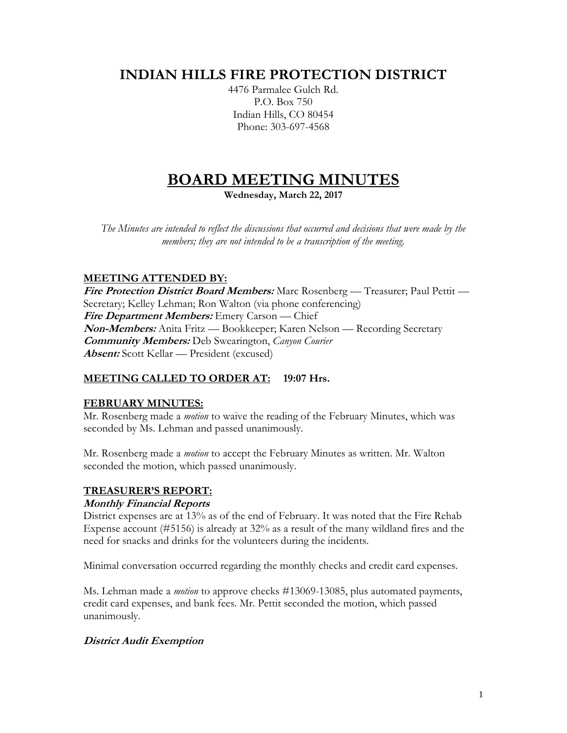# INDIAN HILLS FIRE PROTECTION DISTRICT

4476 Parmalee Gulch Rd.
P.O. Box 750
Indian Hills, CO 80454
Phone: 303-697-4568

# BOARD MEETING MINUTES

**Wednesday, March 22, 2017**

*The Minutes are intended to reflect the discussions that occurred and decisions that were made by the members; they are not intended to be a transcription of the meeting.*

## MEETING ATTENDED BY:

***Fire Protection District Board Members:*** Marc Rosenberg — Treasurer; Paul Pettit — Secretary; Kelley Lehman; Ron Walton (via phone conferencing)
***Fire Department Members:*** Emery Carson — Chief
***Non-Members:*** Anita Fritz — Bookkeeper; Karen Nelson — Recording Secretary
***Community Members:*** Deb Swearington, *Canyon Courier*
***Absent:*** Scott Kellar — President (excused)

## MEETING CALLED TO ORDER AT: 19:07 Hrs.

## FEBRUARY MINUTES:

Mr. Rosenberg made a *motion* to waive the reading of the February Minutes, which was seconded by Ms. Lehman and passed unanimously.

Mr. Rosenberg made a *motion* to accept the February Minutes as written. Mr. Walton seconded the motion, which passed unanimously.

## TREASURER'S REPORT:

### *Monthly Financial Reports*

District expenses are at 13% as of the end of February. It was noted that the Fire Rehab Expense account (#5156) is already at 32% as a result of the many wildland fires and the need for snacks and drinks for the volunteers during the incidents.

Minimal conversation occurred regarding the monthly checks and credit card expenses.

Ms. Lehman made a *motion* to approve checks #13069-13085, plus automated payments, credit card expenses, and bank fees. Mr. Pettit seconded the motion, which passed unanimously.

### *District Audit Exemption*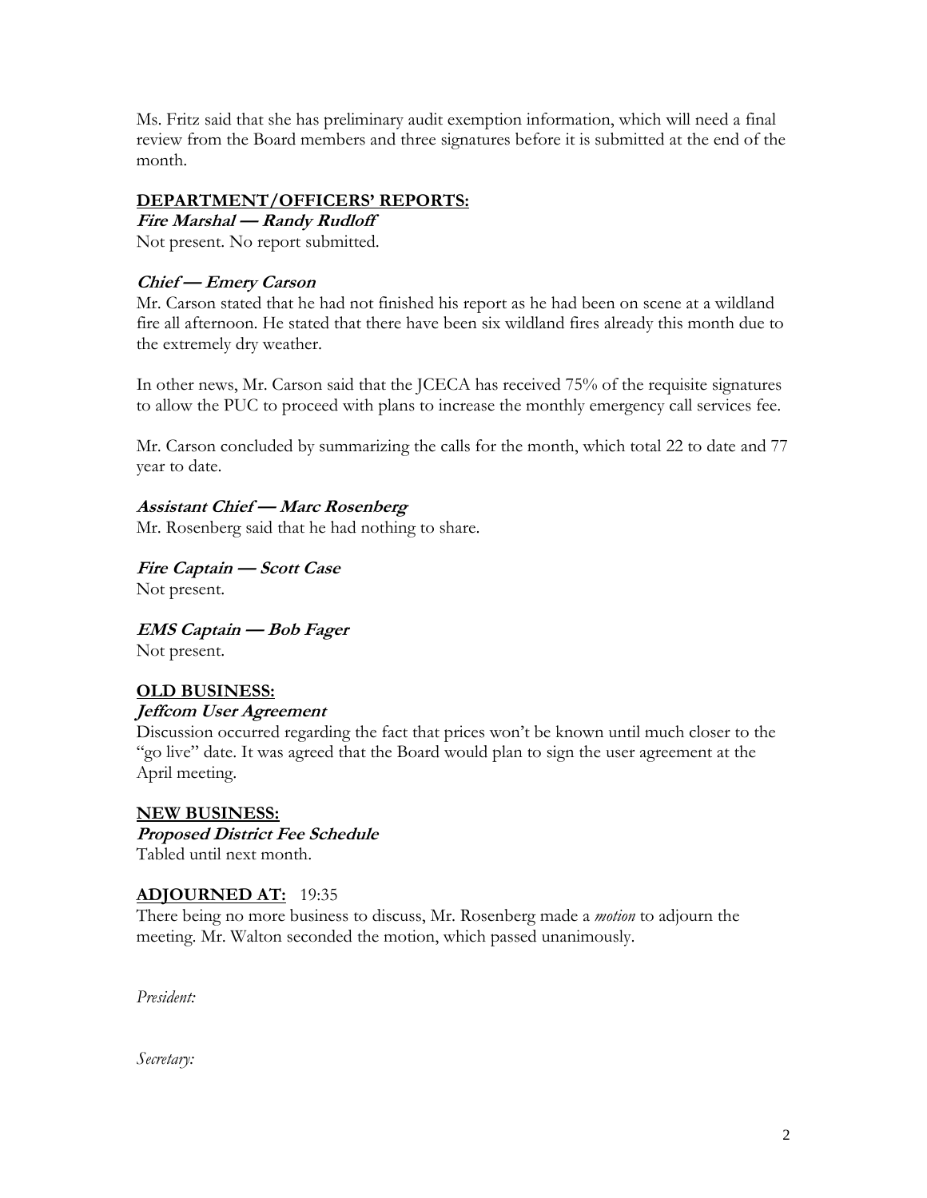Ms. Fritz said that she has preliminary audit exemption information, which will need a final review from the Board members and three signatures before it is submitted at the end of the month.

## DEPARTMENT/OFFICERS' REPORTS:

### *Fire Marshal — Randy Rudloff*

Not present. No report submitted.

### *Chief — Emery Carson*

Mr. Carson stated that he had not finished his report as he had been on scene at a wildland fire all afternoon. He stated that there have been six wildland fires already this month due to the extremely dry weather.

In other news, Mr. Carson said that the JCECA has received 75% of the requisite signatures to allow the PUC to proceed with plans to increase the monthly emergency call services fee.

Mr. Carson concluded by summarizing the calls for the month, which total 22 to date and 77 year to date.

### *Assistant Chief — Marc Rosenberg*

Mr. Rosenberg said that he had nothing to share.

### *Fire Captain — Scott Case*

Not present.

### *EMS Captain — Bob Fager*

Not present.

## OLD BUSINESS:

### *Jeffcom User Agreement*

Discussion occurred regarding the fact that prices won't be known until much closer to the "go live" date. It was agreed that the Board would plan to sign the user agreement at the April meeting.

## NEW BUSINESS:

### *Proposed District Fee Schedule*

Tabled until next month.

## ADJOURNED AT: 19:35

There being no more business to discuss, Mr. Rosenberg made a *motion* to adjourn the meeting. Mr. Walton seconded the motion, which passed unanimously.

*President:*

*Secretary:*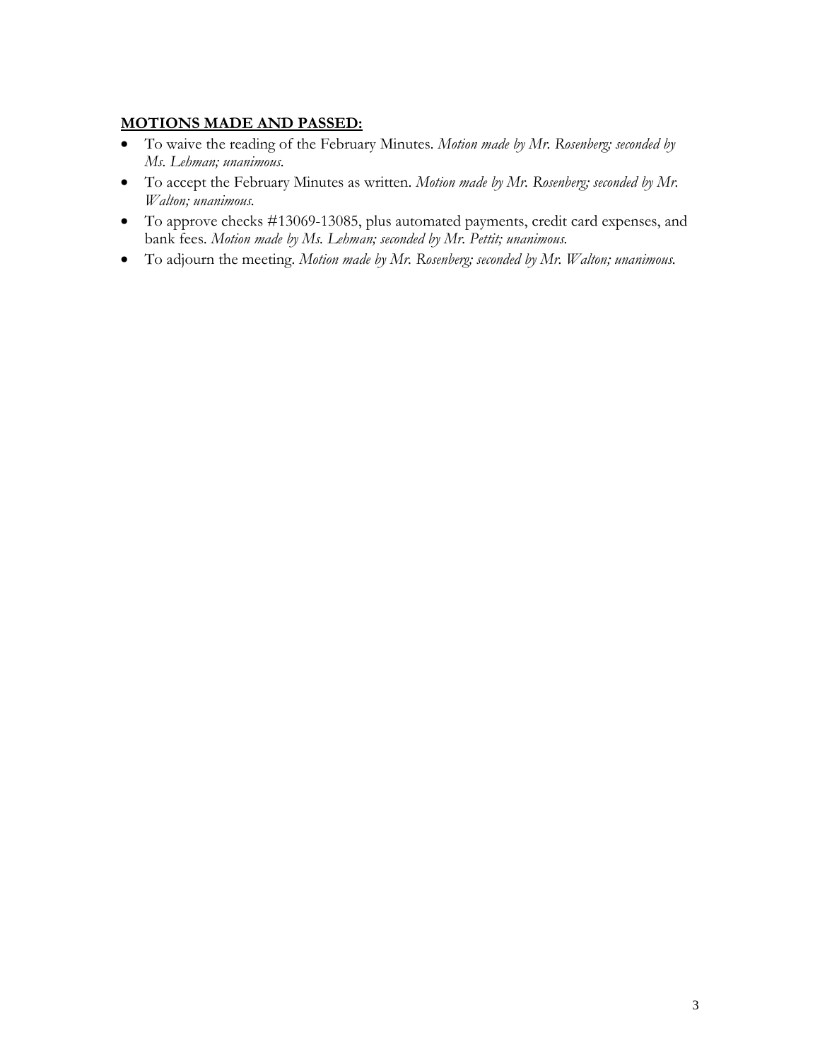**MOTIONS MADE AND PASSED:**

- To waive the reading of the February Minutes. *Motion made by Mr. Rosenberg; seconded by Ms. Lehman; unanimous.*
- To accept the February Minutes as written. *Motion made by Mr. Rosenberg; seconded by Mr. Walton; unanimous.*
- To approve checks #13069-13085, plus automated payments, credit card expenses, and bank fees. *Motion made by Ms. Lehman; seconded by Mr. Pettit; unanimous.*
- To adjourn the meeting. *Motion made by Mr. Rosenberg; seconded by Mr. Walton; unanimous.*